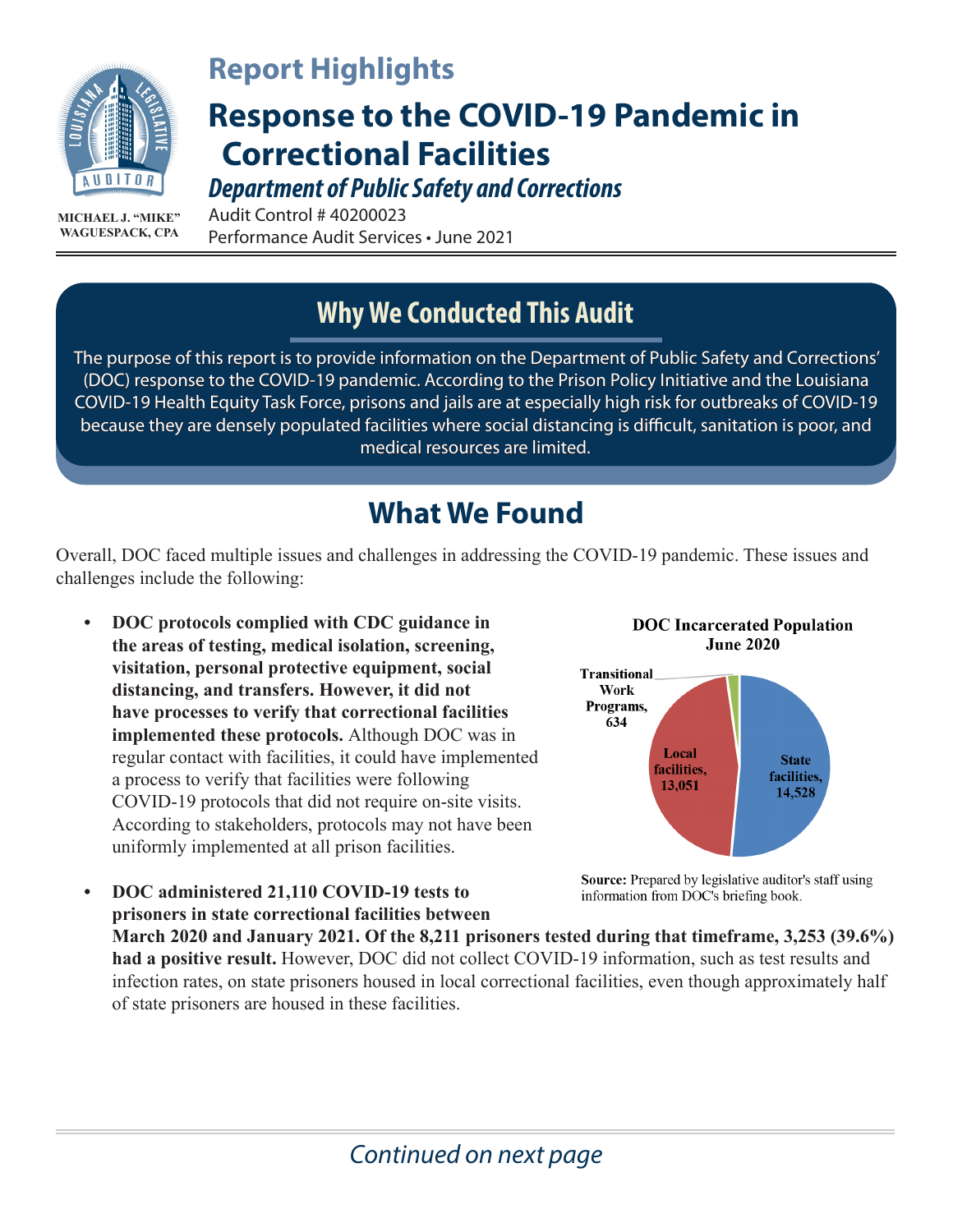# Report Highlights

# Response to the COVID-19 Pandemic in Correctional Facilities

## *Department of Public Safety and Corrections*

MICHAEL J. "MIKE" WAGUESPACK, CPA

Audit Control # 40200023
Performance Audit Services • June 2021

## Why We Conducted This Audit

The purpose of this report is to provide information on the Department of Public Safety and Corrections' (DOC) response to the COVID-19 pandemic. According to the Prison Policy Initiative and the Louisiana COVID-19 Health Equity Task Force, prisons and jails are at especially high risk for outbreaks of COVID-19 because they are densely populated facilities where social distancing is difficult, sanitation is poor, and medical resources are limited.

## What We Found

Overall, DOC faced multiple issues and challenges in addressing the COVID-19 pandemic. These issues and challenges include the following:

- **DOC protocols complied with CDC guidance in the areas of testing, medical isolation, screening, visitation, personal protective equipment, social distancing, and transfers. However, it did not have processes to verify that correctional facilities implemented these protocols.** Although DOC was in regular contact with facilities, it could have implemented a process to verify that facilities were following COVID-19 protocols that did not require on-site visits. According to stakeholders, protocols may not have been uniformly implemented at all prison facilities.

**DOC Incarcerated Population June 2020**

| Category | Population |
| --- | --- |
| State facilities | 14,528 |
| Local facilities | 13,051 |
| Transitional Work Programs | 634 |

**Source:** Prepared by legislative auditor's staff using information from DOC's briefing book.

- **DOC administered 21,110 COVID-19 tests to prisoners in state correctional facilities between March 2020 and January 2021. Of the 8,211 prisoners tested during that timeframe, 3,253 (39.6%) had a positive result.** However, DOC did not collect COVID-19 information, such as test results and infection rates, on state prisoners housed in local correctional facilities, even though approximately half of state prisoners are housed in these facilities.

*Continued on next page*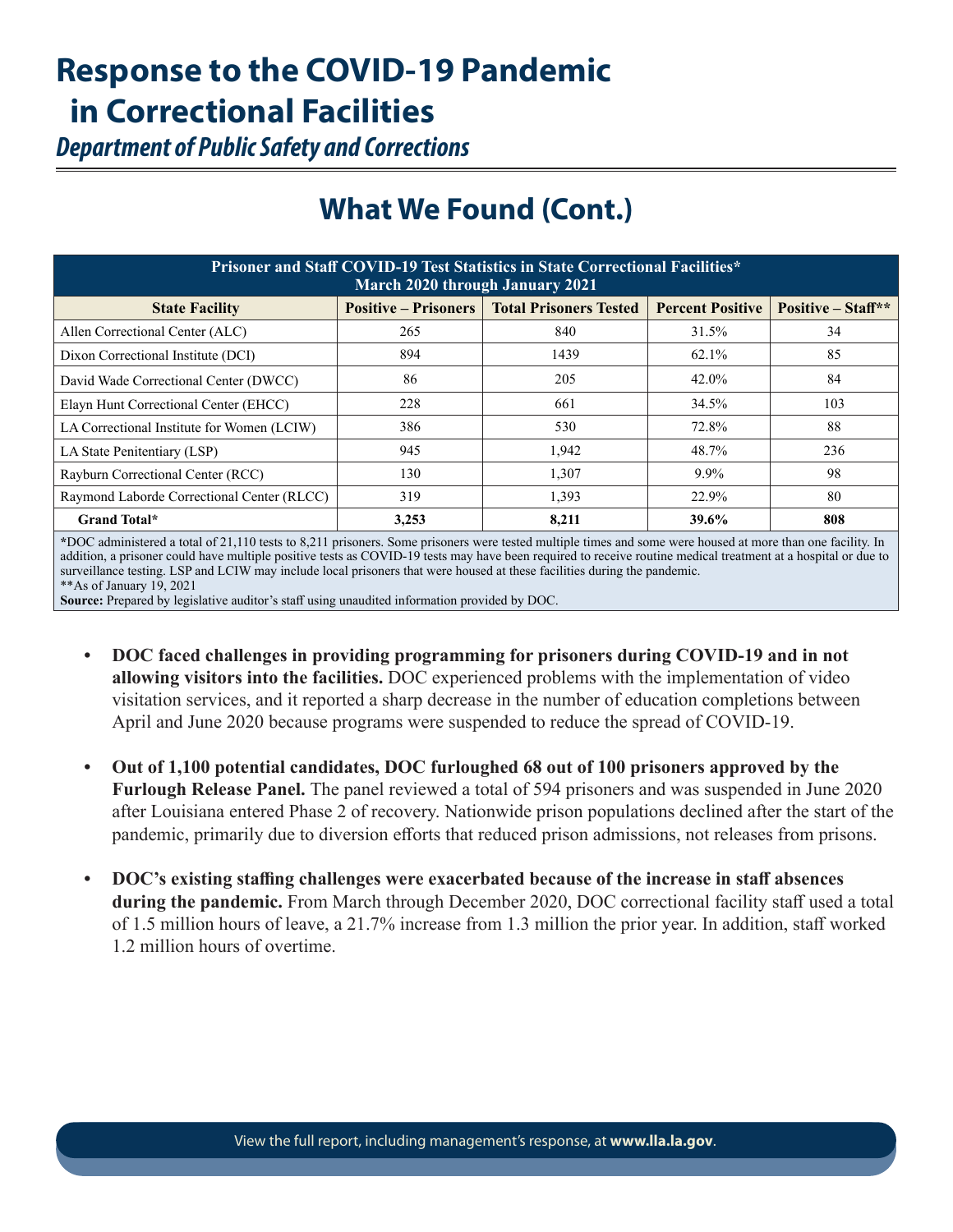# Response to the COVID-19 Pandemic in Correctional Facilities

***Department of Public Safety and Corrections***

## What We Found (Cont.)

**Prisoner and Staff COVID-19 Test Statistics in State Correctional Facilities***
**March 2020 through January 2021**

| State Facility | Positive – Prisoners | Total Prisoners Tested | Percent Positive | Positive – Staff** |
|---|---|---|---|---|
| Allen Correctional Center (ALC) | 265 | 840 | 31.5% | 34 |
| Dixon Correctional Institute (DCI) | 894 | 1439 | 62.1% | 85 |
| David Wade Correctional Center (DWCC) | 86 | 205 | 42.0% | 84 |
| Elayn Hunt Correctional Center (EHCC) | 228 | 661 | 34.5% | 103 |
| LA Correctional Institute for Women (LCIW) | 386 | 530 | 72.8% | 88 |
| LA State Penitentiary (LSP) | 945 | 1,942 | 48.7% | 236 |
| Rayburn Correctional Center (RCC) | 130 | 1,307 | 9.9% | 98 |
| Raymond Laborde Correctional Center (RLCC) | 319 | 1,393 | 22.9% | 80 |
| **Grand Total*** | **3,253** | **8,211** | **39.6%** | **808** |

*DOC administered a total of 21,110 tests to 8,211 prisoners. Some prisoners were tested multiple times and some were housed at more than one facility. In addition, a prisoner could have multiple positive tests as COVID-19 tests may have been required to receive routine medical treatment at a hospital or due to surveillance testing. LSP and LCIW may include local prisoners that were housed at these facilities during the pandemic.
**As of January 19, 2021
**Source:** Prepared by legislative auditor's staff using unaudited information provided by DOC.

- **DOC faced challenges in providing programming for prisoners during COVID-19 and in not allowing visitors into the facilities.** DOC experienced problems with the implementation of video visitation services, and it reported a sharp decrease in the number of education completions between April and June 2020 because programs were suspended to reduce the spread of COVID-19.

- **Out of 1,100 potential candidates, DOC furloughed 68 out of 100 prisoners approved by the Furlough Release Panel.** The panel reviewed a total of 594 prisoners and was suspended in June 2020 after Louisiana entered Phase 2 of recovery. Nationwide prison populations declined after the start of the pandemic, primarily due to diversion efforts that reduced prison admissions, not releases from prisons.

- **DOC's existing staffing challenges were exacerbated because of the increase in staff absences during the pandemic.** From March through December 2020, DOC correctional facility staff used a total of 1.5 million hours of leave, a 21.7% increase from 1.3 million the prior year. In addition, staff worked 1.2 million hours of overtime.

View the full report, including management's response, at **www.lla.la.gov**.